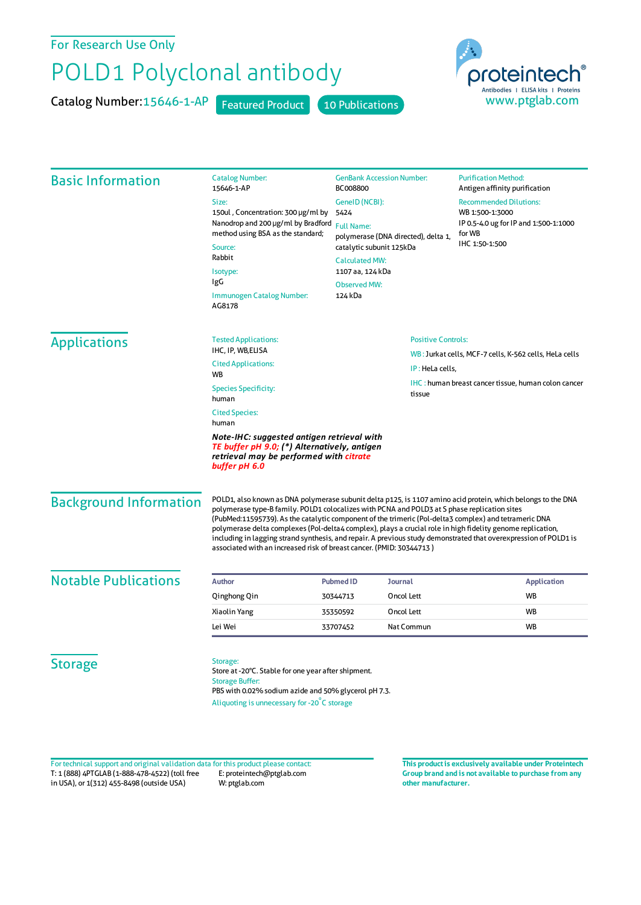For Research Use Only

# POLD1 Polyclonal antibody

Catalog Number: 15646-1-AP  Featured Product  10 Publications

proteintech® Antibodies | ELISA kits | Proteins
www.ptglab.com

## Basic Information

**Catalog Number:**
15646-1-AP

**Size:**
150ul , Concentration: 300 μg/ml by Nanodrop and 200 μg/ml by Bradford method using BSA as the standard;

**Source:**
Rabbit

**Isotype:**
IgG

**Immunogen Catalog Number:**
AG8178

**GenBank Accession Number:**
BC008800

**GeneID (NCBI):**
5424

**Full Name:**
polymerase (DNA directed), delta 1, catalytic subunit 125kDa

**Calculated MW:**
1107 aa, 124 kDa

**Observed MW:**
124 kDa

**Purification Method:**
Antigen affinity purification

**Recommended Dilutions:**
WB 1:500-1:3000
IP 0.5-4.0 ug for IP and 1:500-1:1000 for WB
IHC 1:50-1:500

## Applications

**Tested Applications:**
IHC, IP, WB,ELISA

**Cited Applications:**
WB

**Species Specificity:**
human

**Cited Species:**
human

***Note-IHC: suggested antigen retrieval with TE buffer pH 9.0; (\*) Alternatively, antigen retrieval may be performed with citrate buffer pH 6.0***

**Positive Controls:**

WB : Jurkat cells, MCF-7 cells, K-562 cells, HeLa cells

IP : HeLa cells,

IHC : human breast cancer tissue, human colon cancer tissue

## Background Information

POLD1, also known as DNA polymerase subunit delta p125, is 1107 amino acid protein, which belongs to the DNA polymerase type-B family. POLD1 colocalizes with PCNA and POLD3 at S phase replication sites (PubMed:11595739). As the catalytic component of the trimeric (Pol-delta3 complex) and tetrameric DNA polymerase delta complexes (Pol-delta4 complex), plays a crucial role in high fidelity genome replication, including in lagging strand synthesis, and repair. A previous study demonstrated that overexpression of POLD1 is associated with an increased risk of breast cancer. (PMID: 30344713 )

## Notable Publications

| Author | Pubmed ID | Journal | Application |
|---|---|---|---|
| Qinghong Qin | 30344713 | Oncol Lett | WB |
| Xiaolin Yang | 35350592 | Oncol Lett | WB |
| Lei Wei | 33707452 | Nat Commun | WB |

## Storage

**Storage:**
Store at -20°C. Stable for one year after shipment.

**Storage Buffer:**
PBS with 0.02% sodium azide and 50% glycerol pH 7.3.

Aliquoting is unnecessary for -20°C storage

For technical support and original validation data for this product please contact:
T: 1 (888) 4PTGLAB (1-888-478-4522) (toll free in USA), or 1(312) 455-8498 (outside USA)
E: proteintech@ptglab.com
W: ptglab.com

**This product is exclusively available under Proteintech Group brand and is not available to purchase from any other manufacturer.**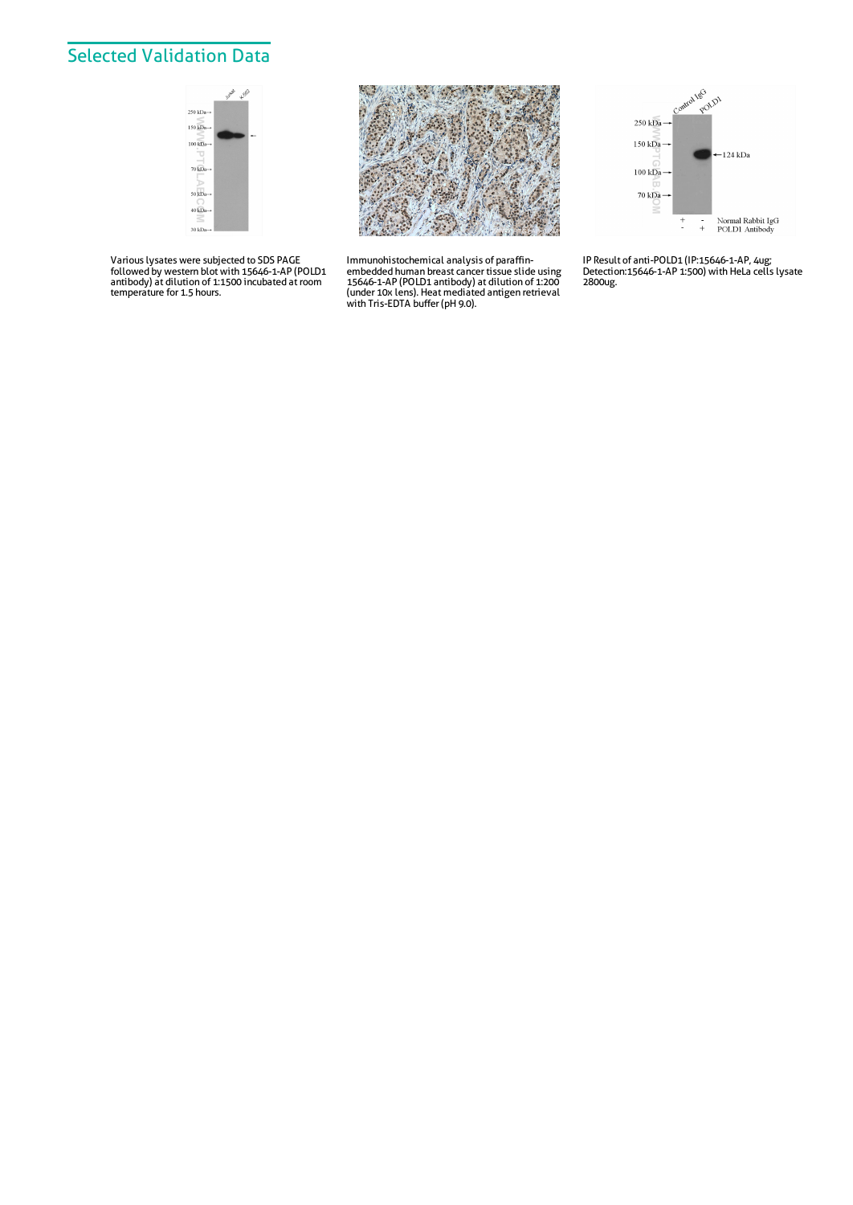## Selected Validation Data

Jurkat
K-562
250 kDa→
150 kDa→
100 kDa→
70 kDa→
50 kDa→
40 kDa→
30 kDa→

Various lysates were subjected to SDS PAGE followed by western blot with 15646-1-AP (POLD1 antibody) at dilution of 1:1500 incubated at room temperature for 1.5 hours.

Immunohistochemical analysis of paraffin-embedded human breast cancer tissue slide using 15646-1-AP (POLD1 antibody) at dilution of 1:200 (under 10x lens). Heat mediated antigen retrieval with Tris-EDTA buffer (pH 9.0).

Control IgG
POLD1
250 kDa→
150 kDa→
100 kDa→
70 kDa→
←124 kDa
+ -
- +
Normal Rabbit IgG
POLD1 Antibody

IP Result of anti-POLD1 (IP:15646-1-AP, 4ug; Detection:15646-1-AP 1:500) with HeLa cells lysate 2800ug.